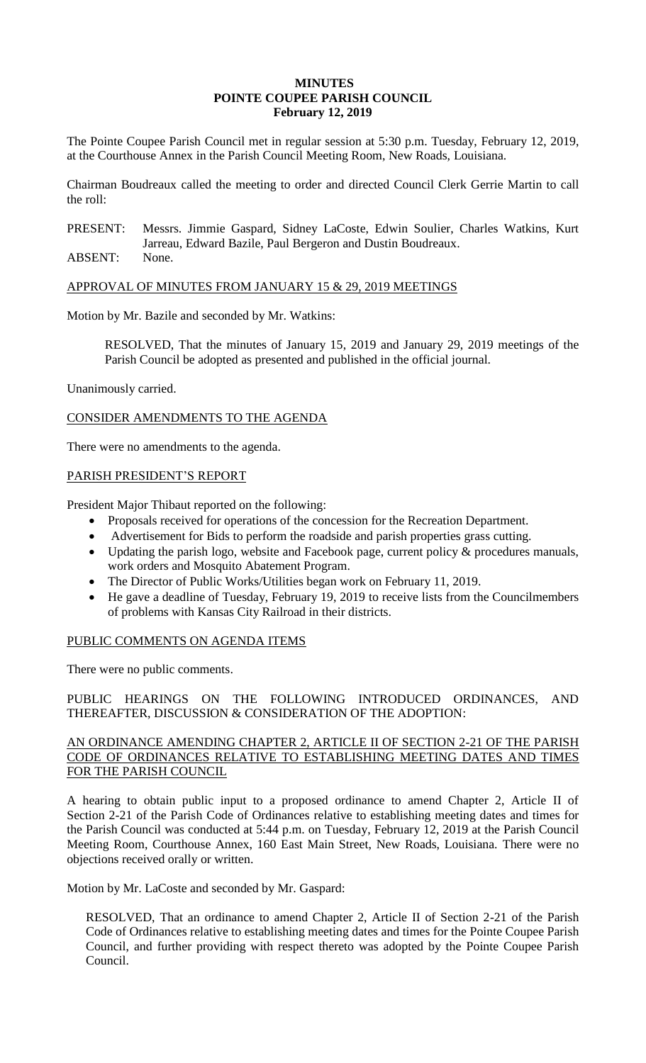# MINUTES
# POINTE COUPEE PARISH COUNCIL
## February 12, 2019

The Pointe Coupee Parish Council met in regular session at 5:30 p.m. Tuesday, February 12, 2019, at the Courthouse Annex in the Parish Council Meeting Room, New Roads, Louisiana.

Chairman Boudreaux called the meeting to order and directed Council Clerk Gerrie Martin to call the roll:

PRESENT: Messrs. Jimmie Gaspard, Sidney LaCoste, Edwin Soulier, Charles Watkins, Kurt Jarreau, Edward Bazile, Paul Bergeron and Dustin Boudreaux.

ABSENT: None.

APPROVAL OF MINUTES FROM JANUARY 15 & 29, 2019 MEETINGS

Motion by Mr. Bazile and seconded by Mr. Watkins:

> RESOLVED, That the minutes of January 15, 2019 and January 29, 2019 meetings of the Parish Council be adopted as presented and published in the official journal.

Unanimously carried.

CONSIDER AMENDMENTS TO THE AGENDA

There were no amendments to the agenda.

PARISH PRESIDENT'S REPORT

President Major Thibaut reported on the following:

- Proposals received for operations of the concession for the Recreation Department.
- Advertisement for Bids to perform the roadside and parish properties grass cutting.
- Updating the parish logo, website and Facebook page, current policy & procedures manuals, work orders and Mosquito Abatement Program.
- The Director of Public Works/Utilities began work on February 11, 2019.
- He gave a deadline of Tuesday, February 19, 2019 to receive lists from the Councilmembers of problems with Kansas City Railroad in their districts.

PUBLIC COMMENTS ON AGENDA ITEMS

There were no public comments.

PUBLIC HEARINGS ON THE FOLLOWING INTRODUCED ORDINANCES, AND THEREAFTER, DISCUSSION & CONSIDERATION OF THE ADOPTION:

AN ORDINANCE AMENDING CHAPTER 2, ARTICLE II OF SECTION 2-21 OF THE PARISH CODE OF ORDINANCES RELATIVE TO ESTABLISHING MEETING DATES AND TIMES FOR THE PARISH COUNCIL

A hearing to obtain public input to a proposed ordinance to amend Chapter 2, Article II of Section 2-21 of the Parish Code of Ordinances relative to establishing meeting dates and times for the Parish Council was conducted at 5:44 p.m. on Tuesday, February 12, 2019 at the Parish Council Meeting Room, Courthouse Annex, 160 East Main Street, New Roads, Louisiana. There were no objections received orally or written.

Motion by Mr. LaCoste and seconded by Mr. Gaspard:

> RESOLVED, That an ordinance to amend Chapter 2, Article II of Section 2-21 of the Parish Code of Ordinances relative to establishing meeting dates and times for the Pointe Coupee Parish Council, and further providing with respect thereto was adopted by the Pointe Coupee Parish Council.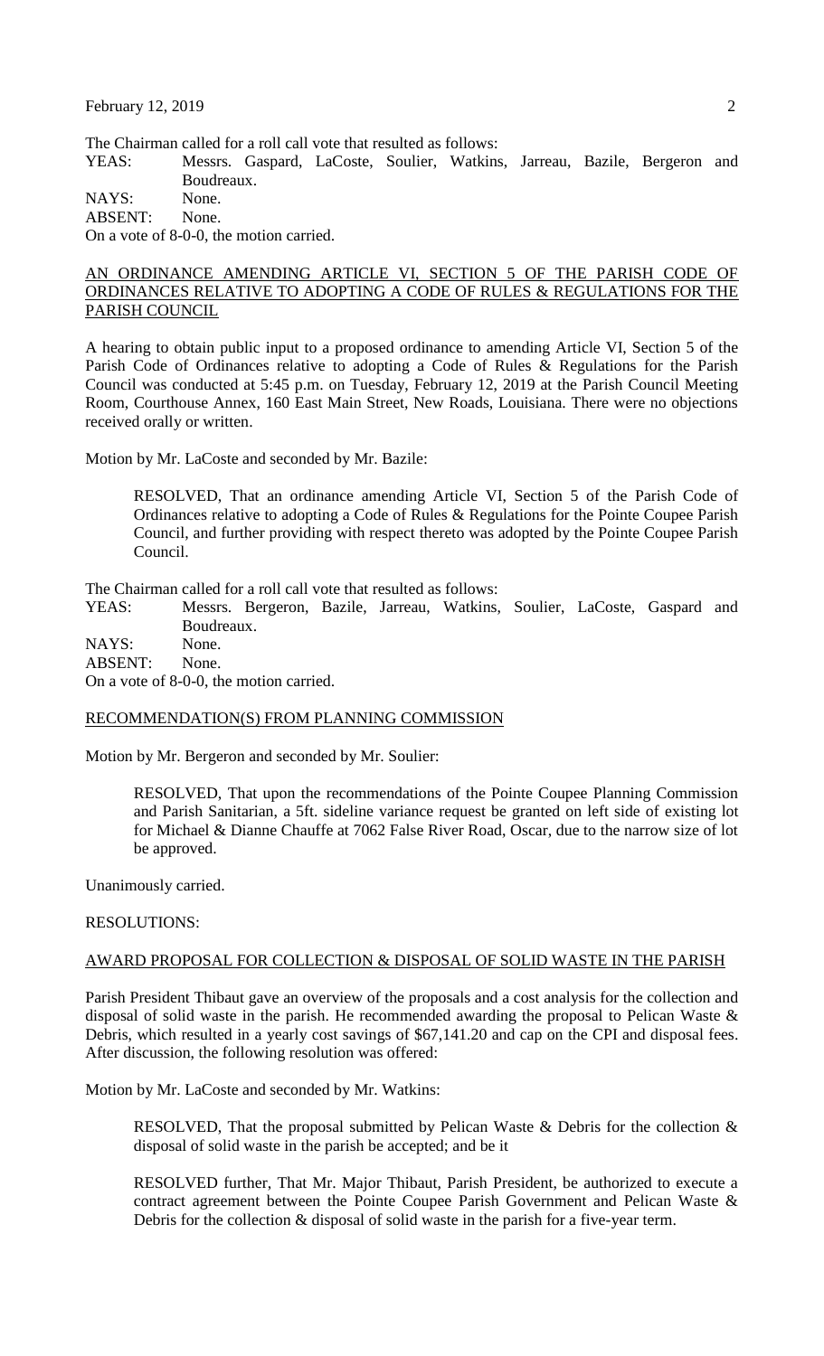The Chairman called for a roll call vote that resulted as follows:

YEAS: Messrs. Gaspard, LaCoste, Soulier, Watkins, Jarreau, Bazile, Bergeron and Boudreaux.
NAYS: None.
ABSENT: None.
On a vote of 8-0-0, the motion carried.

## AN ORDINANCE AMENDING ARTICLE VI, SECTION 5 OF THE PARISH CODE OF ORDINANCES RELATIVE TO ADOPTING A CODE OF RULES & REGULATIONS FOR THE PARISH COUNCIL

A hearing to obtain public input to a proposed ordinance to amending Article VI, Section 5 of the Parish Code of Ordinances relative to adopting a Code of Rules & Regulations for the Parish Council was conducted at 5:45 p.m. on Tuesday, February 12, 2019 at the Parish Council Meeting Room, Courthouse Annex, 160 East Main Street, New Roads, Louisiana. There were no objections received orally or written.

Motion by Mr. LaCoste and seconded by Mr. Bazile:

> RESOLVED, That an ordinance amending Article VI, Section 5 of the Parish Code of Ordinances relative to adopting a Code of Rules & Regulations for the Pointe Coupee Parish Council, and further providing with respect thereto was adopted by the Pointe Coupee Parish Council.

The Chairman called for a roll call vote that resulted as follows:

YEAS: Messrs. Bergeron, Bazile, Jarreau, Watkins, Soulier, LaCoste, Gaspard and Boudreaux.
NAYS: None.
ABSENT: None.
On a vote of 8-0-0, the motion carried.

## RECOMMENDATION(S) FROM PLANNING COMMISSION

Motion by Mr. Bergeron and seconded by Mr. Soulier:

> RESOLVED, That upon the recommendations of the Pointe Coupee Planning Commission and Parish Sanitarian, a 5ft. sideline variance request be granted on left side of existing lot for Michael & Dianne Chauffe at 7062 False River Road, Oscar, due to the narrow size of lot be approved.

Unanimously carried.

RESOLUTIONS:

## AWARD PROPOSAL FOR COLLECTION & DISPOSAL OF SOLID WASTE IN THE PARISH

Parish President Thibaut gave an overview of the proposals and a cost analysis for the collection and disposal of solid waste in the parish. He recommended awarding the proposal to Pelican Waste & Debris, which resulted in a yearly cost savings of $67,141.20 and cap on the CPI and disposal fees. After discussion, the following resolution was offered:

Motion by Mr. LaCoste and seconded by Mr. Watkins:

> RESOLVED, That the proposal submitted by Pelican Waste & Debris for the collection & disposal of solid waste in the parish be accepted; and be it
>
> RESOLVED further, That Mr. Major Thibaut, Parish President, be authorized to execute a contract agreement between the Pointe Coupee Parish Government and Pelican Waste & Debris for the collection & disposal of solid waste in the parish for a five-year term.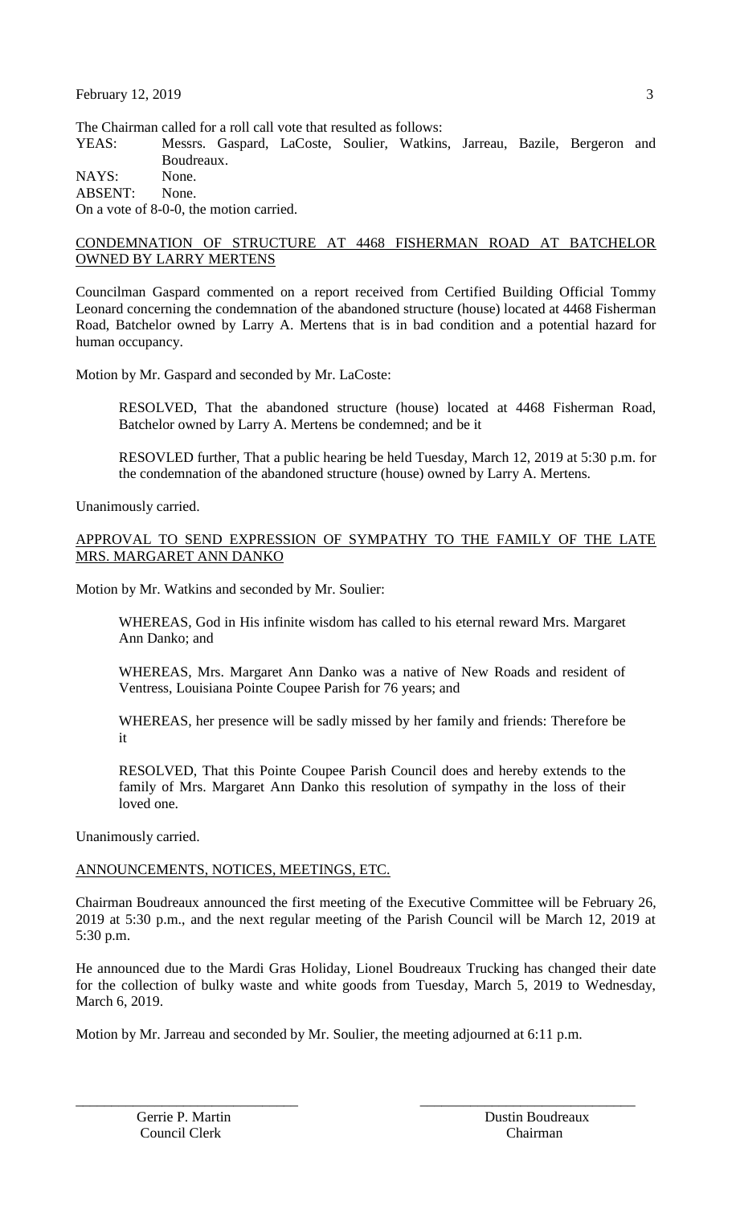The Chairman called for a roll call vote that resulted as follows:

YEAS: Messrs. Gaspard, LaCoste, Soulier, Watkins, Jarreau, Bazile, Bergeron and Boudreaux.
NAYS: None.
ABSENT: None.

On a vote of 8-0-0, the motion carried.

## CONDEMNATION OF STRUCTURE AT 4468 FISHERMAN ROAD AT BATCHELOR OWNED BY LARRY MERTENS

Councilman Gaspard commented on a report received from Certified Building Official Tommy Leonard concerning the condemnation of the abandoned structure (house) located at 4468 Fisherman Road, Batchelor owned by Larry A. Mertens that is in bad condition and a potential hazard for human occupancy.

Motion by Mr. Gaspard and seconded by Mr. LaCoste:

> RESOLVED, That the abandoned structure (house) located at 4468 Fisherman Road, Batchelor owned by Larry A. Mertens be condemned; and be it
>
> RESOVLED further, That a public hearing be held Tuesday, March 12, 2019 at 5:30 p.m. for the condemnation of the abandoned structure (house) owned by Larry A. Mertens.

Unanimously carried.

## APPROVAL TO SEND EXPRESSION OF SYMPATHY TO THE FAMILY OF THE LATE MRS. MARGARET ANN DANKO

Motion by Mr. Watkins and seconded by Mr. Soulier:

> WHEREAS, God in His infinite wisdom has called to his eternal reward Mrs. Margaret Ann Danko; and
>
> WHEREAS, Mrs. Margaret Ann Danko was a native of New Roads and resident of Ventress, Louisiana Pointe Coupee Parish for 76 years; and
>
> WHEREAS, her presence will be sadly missed by her family and friends: Therefore be it
>
> RESOLVED, That this Pointe Coupee Parish Council does and hereby extends to the family of Mrs. Margaret Ann Danko this resolution of sympathy in the loss of their loved one.

Unanimously carried.

## ANNOUNCEMENTS, NOTICES, MEETINGS, ETC.

Chairman Boudreaux announced the first meeting of the Executive Committee will be February 26, 2019 at 5:30 p.m., and the next regular meeting of the Parish Council will be March 12, 2019 at 5:30 p.m.

He announced due to the Mardi Gras Holiday, Lionel Boudreaux Trucking has changed their date for the collection of bulky waste and white goods from Tuesday, March 5, 2019 to Wednesday, March 6, 2019.

Motion by Mr. Jarreau and seconded by Mr. Soulier, the meeting adjourned at 6:11 p.m.

| | |
|---|---|
| \_\_\_\_\_\_\_\_\_\_\_\_\_\_\_\_\_\_\_\_\_\_\_\_\_\_\_\_\_\_ | \_\_\_\_\_\_\_\_\_\_\_\_\_\_\_\_\_\_\_\_\_\_\_\_\_\_\_\_\_\_ |
| Gerrie P. Martin | Dustin Boudreaux |
| Council Clerk | Chairman |